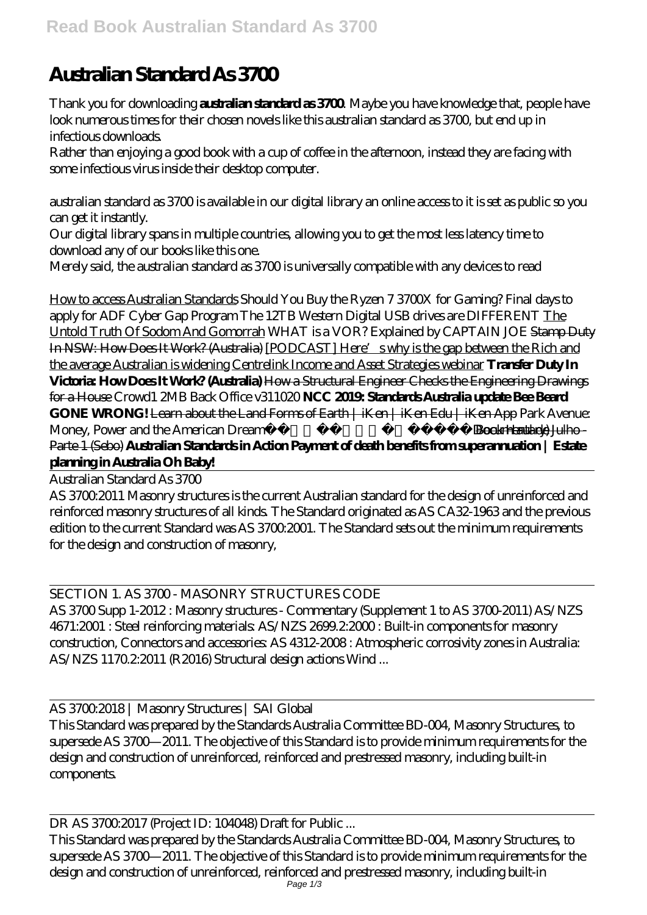# Australian Standard As 3700

Thank you for downloading **australian standard as 3700**. Maybe you have knowledge that, people have look numerous times for their chosen novels like this australian standard as 3700, but end up in infectious downloads.

Rather than enjoying a good book with a cup of coffee in the afternoon, instead they are facing with some infectious virus inside their desktop computer.

australian standard as 3700 is available in our digital library an online access to it is set as public so you can get it instantly.

Our digital library spans in multiple countries, allowing you to get the most less latency time to download any of our books like this one.

Merely said, the australian standard as 3700 is universally compatible with any devices to read

How to access Australian Standards *Should You Buy the Ryzen 7 3700X for Gaming? Final days to apply for ADF Cyber Gap Program The 12TB Western Digital USB drives are DIFFERENT* The Untold Truth Of Sodom And Gomorrah *WHAT is a VOR? Explained by CAPTAIN JOE* ~~Stamp Duty In NSW: How Does It Work? (Australia)~~ [PODCAST] Here's why is the gap between the Rich and the average Australian is widening Centrelink Income and Asset Strategies webinar **Transfer Duty In Victoria: How Does It Work? (Australia)** How a Structural Engineer Checks the Engineering Drawings for a House *Crowd1 2MB Back Office v311020* **NCC 2019: Standards Australia update Bee Beard GONE WRONG!** Learn about the Land Forms of Earth | iKen | iKen Edu | iKen App *Park Avenue: Money, Power and the American Dream (Documentary)* ~~Book Haul de Julho - Parte 1 (Sebo)~~ **Australian Standards in Action Payment of death benefits from superannuation | Estate planning in Australia Oh Baby!**

Australian Standard As 3700

AS 3700:2011 Masonry structures is the current Australian standard for the design of unreinforced and reinforced masonry structures of all kinds. The Standard originated as AS CA32-1963 and the previous edition to the current Standard was AS 3700:2001. The Standard sets out the minimum requirements for the design and construction of masonry,

SECTION 1. AS 3700 - MASONRY STRUCTURES CODE

AS 3700 Supp 1-2012 : Masonry structures - Commentary (Supplement 1 to AS 3700-2011) AS/NZS 4671:2001 : Steel reinforcing materials: AS/NZS 2699.2:2000 : Built-in components for masonry construction, Connectors and accessories: AS 4312-2008 : Atmospheric corrosivity zones in Australia: AS/NZS 1170.2:2011 (R2016) Structural design actions Wind ...

AS 3700:2018 | Masonry Structures | SAI Global

This Standard was prepared by the Standards Australia Committee BD-004, Masonry Structures, to supersede AS 3700—2011. The objective of this Standard is to provide minimum requirements for the design and construction of unreinforced, reinforced and prestressed masonry, including built-in components.

DR AS 3700:2017 (Project ID: 104048) Draft for Public ...

This Standard was prepared by the Standards Australia Committee BD-004, Masonry Structures, to supersede AS 3700—2011. The objective of this Standard is to provide minimum requirements for the design and construction of unreinforced, reinforced and prestressed masonry, including built-in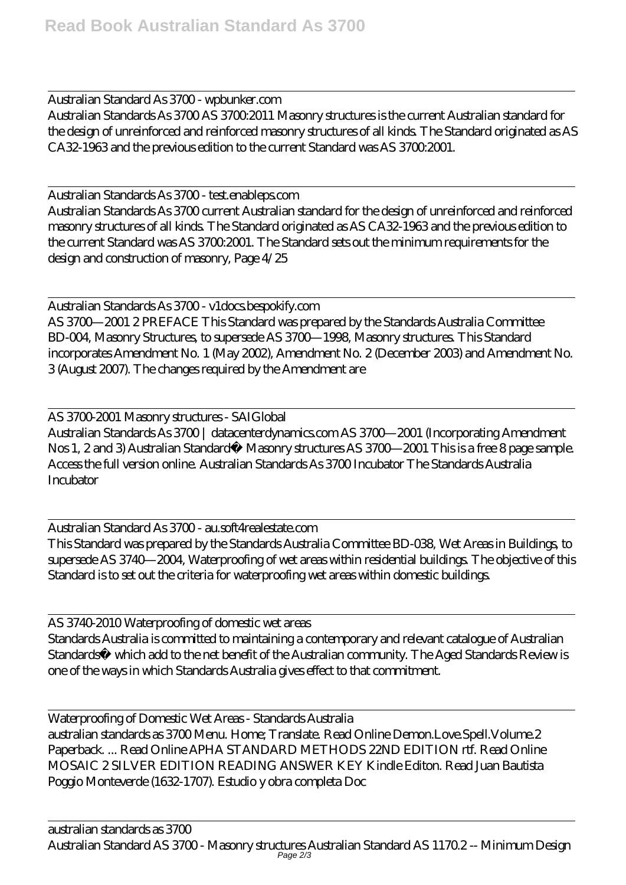Australian Standard As 3700 - wpbunker.com

Australian Standards As 3700 AS 3700:2011 Masonry structures is the current Australian standard for the design of unreinforced and reinforced masonry structures of all kinds. The Standard originated as AS CA32-1963 and the previous edition to the current Standard was AS 3700:2001.

Australian Standards As 3700 - test.enableps.com

Australian Standards As 3700 current Australian standard for the design of unreinforced and reinforced masonry structures of all kinds. The Standard originated as AS CA32-1963 and the previous edition to the current Standard was AS 3700:2001. The Standard sets out the minimum requirements for the design and construction of masonry, Page 4/25

Australian Standards As 3700 - v1docs.bespokify.com

AS 3700—2001 2 PREFACE This Standard was prepared by the Standards Australia Committee BD-004, Masonry Structures, to supersede AS 3700—1998, Masonry structures. This Standard incorporates Amendment No. 1 (May 2002), Amendment No. 2 (December 2003) and Amendment No. 3 (August 2007). The changes required by the Amendment are

AS 3700-2001 Masonry structures - SAIGlobal

Australian Standards As 3700 | datacenterdynamics.com AS 3700—2001 (Incorporating Amendment Nos 1, 2 and 3) Australian Standard® Masonry structures AS 3700—2001 This is a free 8 page sample. Access the full version online. Australian Standards As 3700 Incubator The Standards Australia Incubator

Australian Standard As 3700 - au.soft4realestate.com

This Standard was prepared by the Standards Australia Committee BD-038, Wet Areas in Buildings, to supersede AS 3740—2004, Waterproofing of wet areas within residential buildings. The objective of this Standard is to set out the criteria for waterproofing wet areas within domestic buildings.

AS 3740-2010 Waterproofing of domestic wet areas

Standards Australia is committed to maintaining a contemporary and relevant catalogue of Australian Standards® which add to the net benefit of the Australian community. The Aged Standards Review is one of the ways in which Standards Australia gives effect to that commitment.

Waterproofing of Domestic Wet Areas - Standards Australia

australian standards as 3700 Menu. Home; Translate. Read Online Demon.Love.Spell.Volume.2 Paperback. ... Read Online APHA STANDARD METHODS 22ND EDITION rtf. Read Online MOSAIC 2 SILVER EDITION READING ANSWER KEY Kindle Editon. Read Juan Bautista Poggio Monteverde (1632-1707). Estudio y obra completa Doc

australian standards as 3700

Australian Standard AS 3700 - Masonry structures Australian Standard AS 1170.2 -- Minimum Design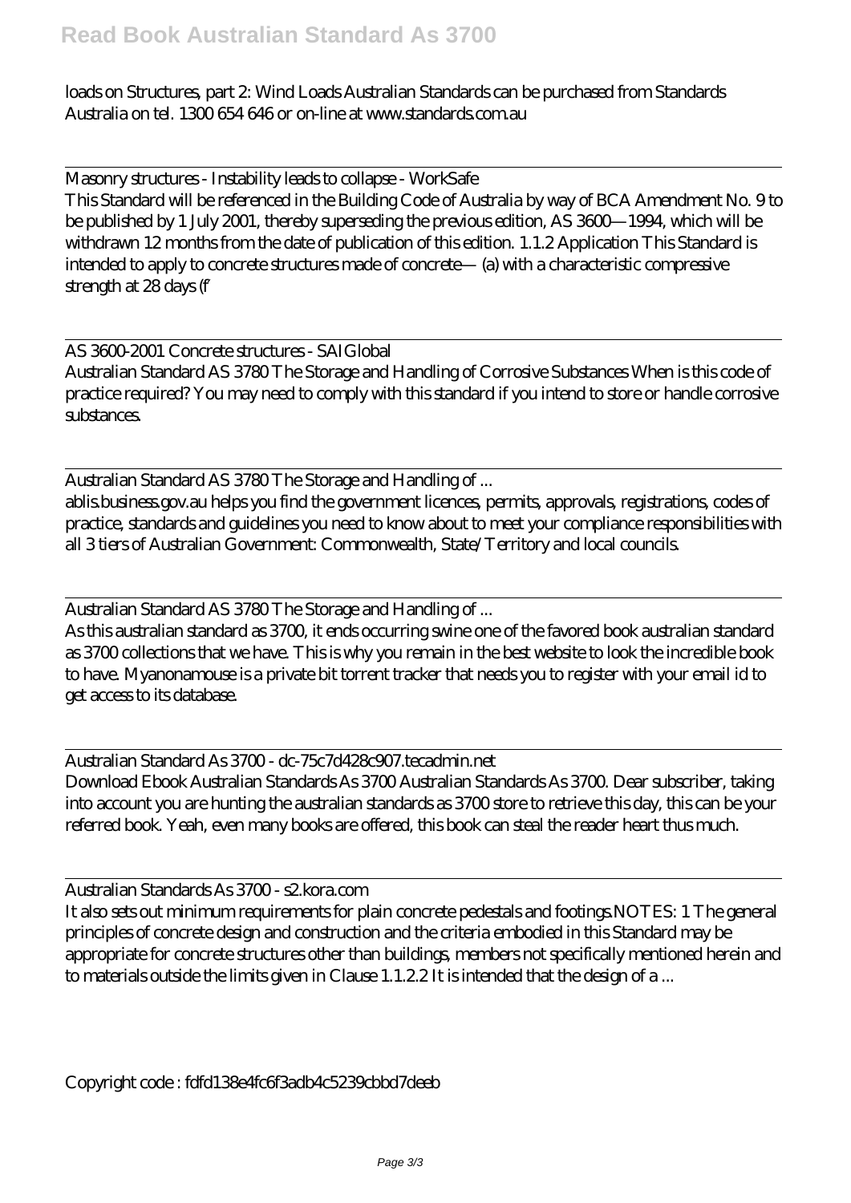loads on Structures, part 2: Wind Loads Australian Standards can be purchased from Standards Australia on tel. 1300 654 646 or on-line at www.standards.com.au

Masonry structures - Instability leads to collapse - WorkSafe
This Standard will be referenced in the Building Code of Australia by way of BCA Amendment No. 9 to be published by 1 July 2001, thereby superseding the previous edition, AS 3600—1994, which will be withdrawn 12 months from the date of publication of this edition. 1.1.2 Application This Standard is intended to apply to concrete structures made of concrete— (a) with a characteristic compressive strength at 28 days (f'

AS 3600-2001 Concrete structures - SAIGlobal
Australian Standard AS 3780 The Storage and Handling of Corrosive Substances When is this code of practice required? You may need to comply with this standard if you intend to store or handle corrosive substances.

Australian Standard AS 3780 The Storage and Handling of ...
ablis.business.gov.au helps you find the government licences, permits, approvals, registrations, codes of practice, standards and guidelines you need to know about to meet your compliance responsibilities with all 3 tiers of Australian Government: Commonwealth, State/Territory and local councils.

Australian Standard AS 3780 The Storage and Handling of ...
As this australian standard as 3700, it ends occurring swine one of the favored book australian standard as 3700 collections that we have. This is why you remain in the best website to look the incredible book to have. Myanonamouse is a private bit torrent tracker that needs you to register with your email id to get access to its database.

Australian Standard As 3700 - dc-75c7d428c907.tecadmin.net
Download Ebook Australian Standards As 3700 Australian Standards As 3700. Dear subscriber, taking into account you are hunting the australian standards as 3700 store to retrieve this day, this can be your referred book. Yeah, even many books are offered, this book can steal the reader heart thus much.

Australian Standards As 3700 - s2.kora.com
It also sets out minimum requirements for plain concrete pedestals and footings.NOTES: 1 The general principles of concrete design and construction and the criteria embodied in this Standard may be appropriate for concrete structures other than buildings, members not specifically mentioned herein and to materials outside the limits given in Clause 1.1.2.2 It is intended that the design of a ...

Copyright code : fdfd138e4fc6f3adb4c5239cbbd7deeb